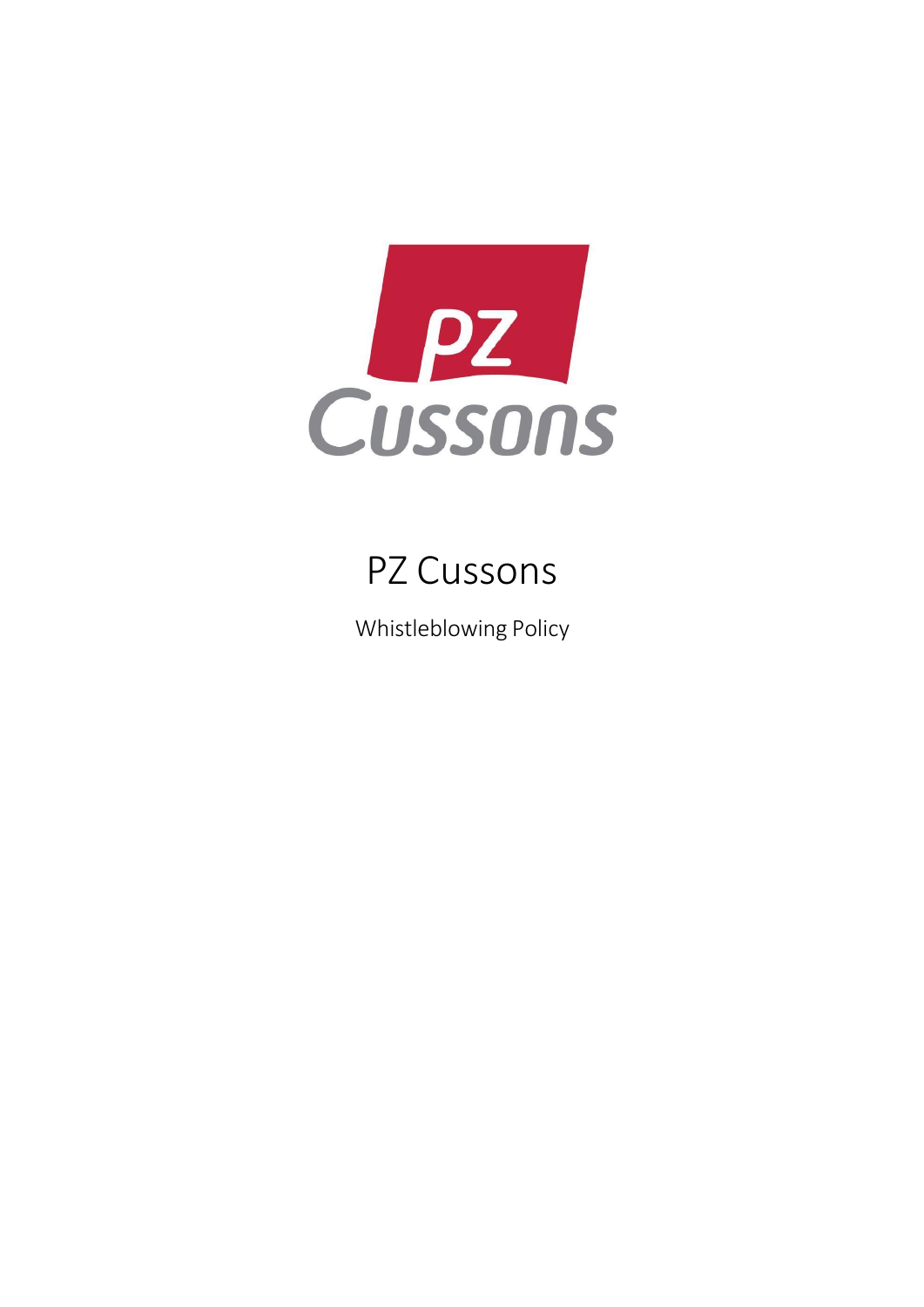# PZ Cussons

Whistleblowing Policy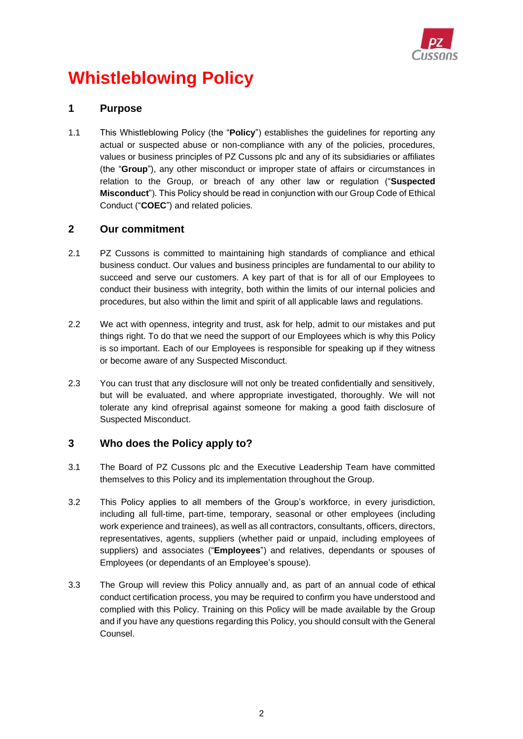# Whistleblowing Policy

## 1 Purpose

1.1 This Whistleblowing Policy (the "**Policy**") establishes the guidelines for reporting any actual or suspected abuse or non-compliance with any of the policies, procedures, values or business principles of PZ Cussons plc and any of its subsidiaries or affiliates (the "**Group**"), any other misconduct or improper state of affairs or circumstances in relation to the Group, or breach of any other law or regulation ("**Suspected Misconduct**"). This Policy should be read in conjunction with our Group Code of Ethical Conduct ("**COEC**") and related policies.

## 2 Our commitment

2.1 PZ Cussons is committed to maintaining high standards of compliance and ethical business conduct. Our values and business principles are fundamental to our ability to succeed and serve our customers. A key part of that is for all of our Employees to conduct their business with integrity, both within the limits of our internal policies and procedures, but also within the limit and spirit of all applicable laws and regulations.

2.2 We act with openness, integrity and trust, ask for help, admit to our mistakes and put things right. To do that we need the support of our Employees which is why this Policy is so important. Each of our Employees is responsible for speaking up if they witness or become aware of any Suspected Misconduct.

2.3 You can trust that any disclosure will not only be treated confidentially and sensitively, but will be evaluated, and where appropriate investigated, thoroughly. We will not tolerate any kind ofreprisal against someone for making a good faith disclosure of Suspected Misconduct.

## 3 Who does the Policy apply to?

3.1 The Board of PZ Cussons plc and the Executive Leadership Team have committed themselves to this Policy and its implementation throughout the Group.

3.2 This Policy applies to all members of the Group's workforce, in every jurisdiction, including all full-time, part-time, temporary, seasonal or other employees (including work experience and trainees), as well as all contractors, consultants, officers, directors, representatives, agents, suppliers (whether paid or unpaid, including employees of suppliers) and associates ("**Employees**") and relatives, dependants or spouses of Employees (or dependants of an Employee's spouse).

3.3 The Group will review this Policy annually and, as part of an annual code of ethical conduct certification process, you may be required to confirm you have understood and complied with this Policy. Training on this Policy will be made available by the Group and if you have any questions regarding this Policy, you should consult with the General Counsel.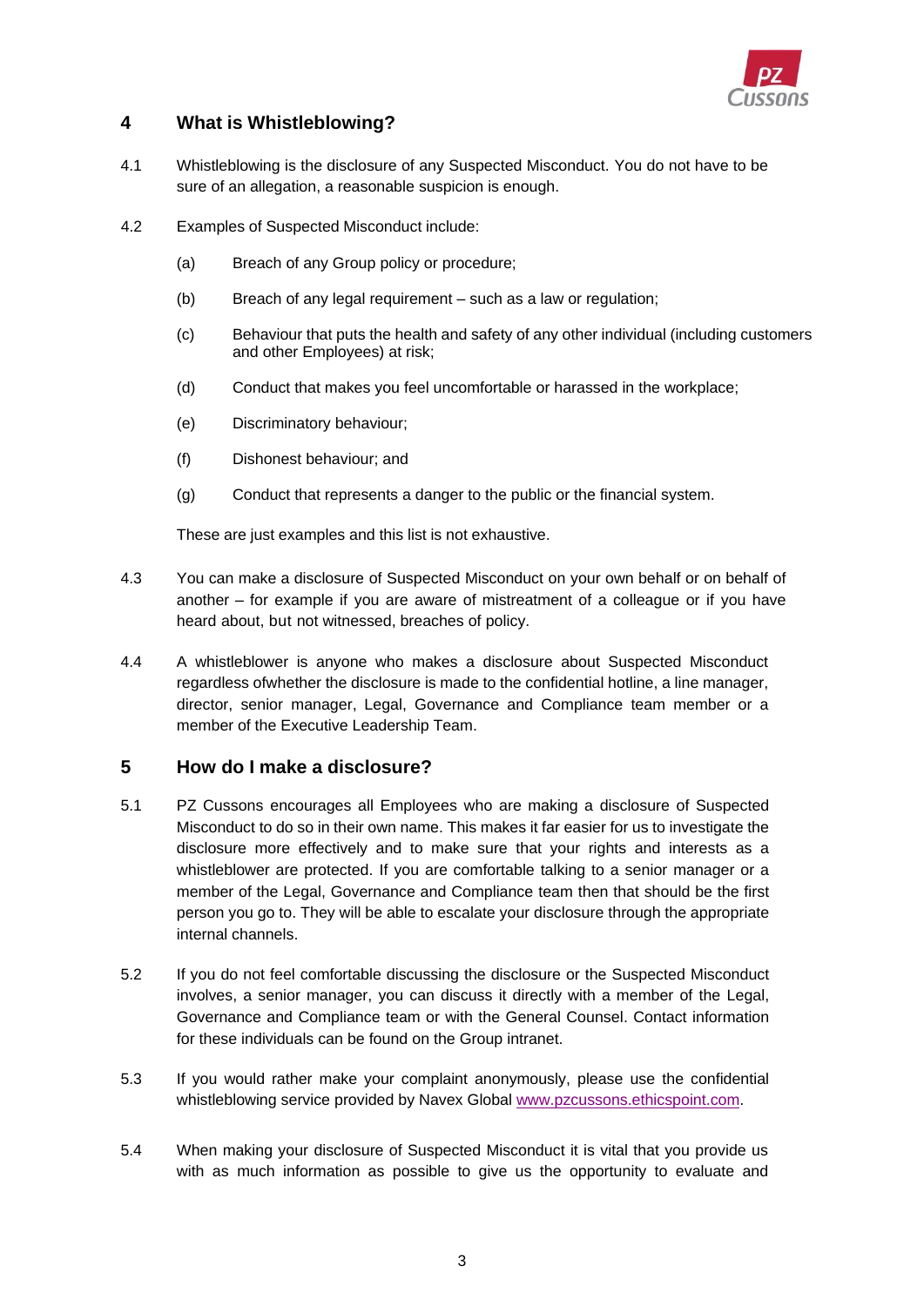## 4 What is Whistleblowing?

4.1 Whistleblowing is the disclosure of any Suspected Misconduct. You do not have to be sure of an allegation, a reasonable suspicion is enough.

4.2 Examples of Suspected Misconduct include:

(a) Breach of any Group policy or procedure;

(b) Breach of any legal requirement – such as a law or regulation;

(c) Behaviour that puts the health and safety of any other individual (including customers and other Employees) at risk;

(d) Conduct that makes you feel uncomfortable or harassed in the workplace;

(e) Discriminatory behaviour;

(f) Dishonest behaviour; and

(g) Conduct that represents a danger to the public or the financial system.

These are just examples and this list is not exhaustive.

4.3 You can make a disclosure of Suspected Misconduct on your own behalf or on behalf of another – for example if you are aware of mistreatment of a colleague or if you have heard about, but not witnessed, breaches of policy.

4.4 A whistleblower is anyone who makes a disclosure about Suspected Misconduct regardless ofwhether the disclosure is made to the confidential hotline, a line manager, director, senior manager, Legal, Governance and Compliance team member or a member of the Executive Leadership Team.

## 5 How do I make a disclosure?

5.1 PZ Cussons encourages all Employees who are making a disclosure of Suspected Misconduct to do so in their own name. This makes it far easier for us to investigate the disclosure more effectively and to make sure that your rights and interests as a whistleblower are protected. If you are comfortable talking to a senior manager or a member of the Legal, Governance and Compliance team then that should be the first person you go to. They will be able to escalate your disclosure through the appropriate internal channels.

5.2 If you do not feel comfortable discussing the disclosure or the Suspected Misconduct involves, a senior manager, you can discuss it directly with a member of the Legal, Governance and Compliance team or with the General Counsel. Contact information for these individuals can be found on the Group intranet.

5.3 If you would rather make your complaint anonymously, please use the confidential whistleblowing service provided by Navex Global www.pzcussons.ethicspoint.com.

5.4 When making your disclosure of Suspected Misconduct it is vital that you provide us with as much information as possible to give us the opportunity to evaluate and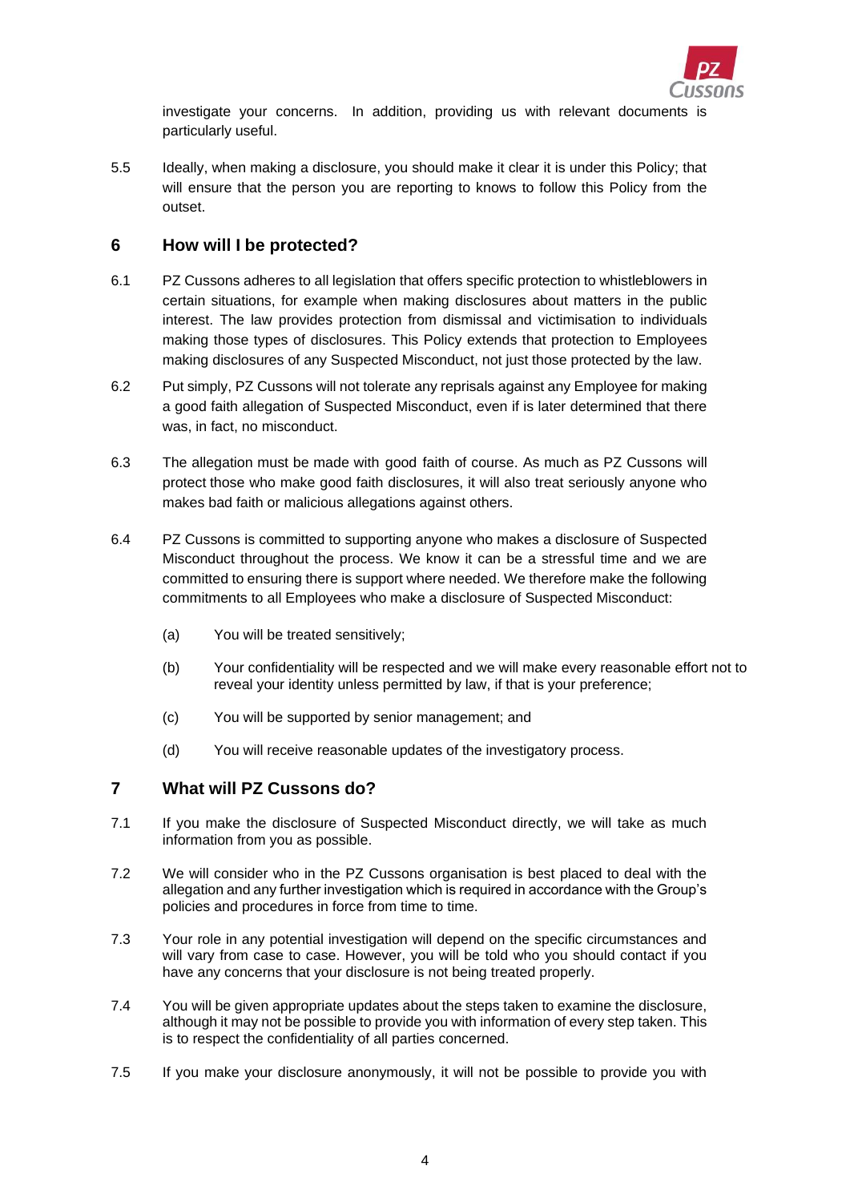investigate your concerns. In addition, providing us with relevant documents is particularly useful.

5.5 Ideally, when making a disclosure, you should make it clear it is under this Policy; that will ensure that the person you are reporting to knows to follow this Policy from the outset.

## 6 How will I be protected?

6.1 PZ Cussons adheres to all legislation that offers specific protection to whistleblowers in certain situations, for example when making disclosures about matters in the public interest. The law provides protection from dismissal and victimisation to individuals making those types of disclosures. This Policy extends that protection to Employees making disclosures of any Suspected Misconduct, not just those protected by the law.

6.2 Put simply, PZ Cussons will not tolerate any reprisals against any Employee for making a good faith allegation of Suspected Misconduct, even if is later determined that there was, in fact, no misconduct.

6.3 The allegation must be made with good faith of course. As much as PZ Cussons will protect those who make good faith disclosures, it will also treat seriously anyone who makes bad faith or malicious allegations against others.

6.4 PZ Cussons is committed to supporting anyone who makes a disclosure of Suspected Misconduct throughout the process. We know it can be a stressful time and we are committed to ensuring there is support where needed. We therefore make the following commitments to all Employees who make a disclosure of Suspected Misconduct:

(a) You will be treated sensitively;

(b) Your confidentiality will be respected and we will make every reasonable effort not to reveal your identity unless permitted by law, if that is your preference;

(c) You will be supported by senior management; and

(d) You will receive reasonable updates of the investigatory process.

## 7 What will PZ Cussons do?

7.1 If you make the disclosure of Suspected Misconduct directly, we will take as much information from you as possible.

7.2 We will consider who in the PZ Cussons organisation is best placed to deal with the allegation and any further investigation which is required in accordance with the Group's policies and procedures in force from time to time.

7.3 Your role in any potential investigation will depend on the specific circumstances and will vary from case to case. However, you will be told who you should contact if you have any concerns that your disclosure is not being treated properly.

7.4 You will be given appropriate updates about the steps taken to examine the disclosure, although it may not be possible to provide you with information of every step taken. This is to respect the confidentiality of all parties concerned.

7.5 If you make your disclosure anonymously, it will not be possible to provide you with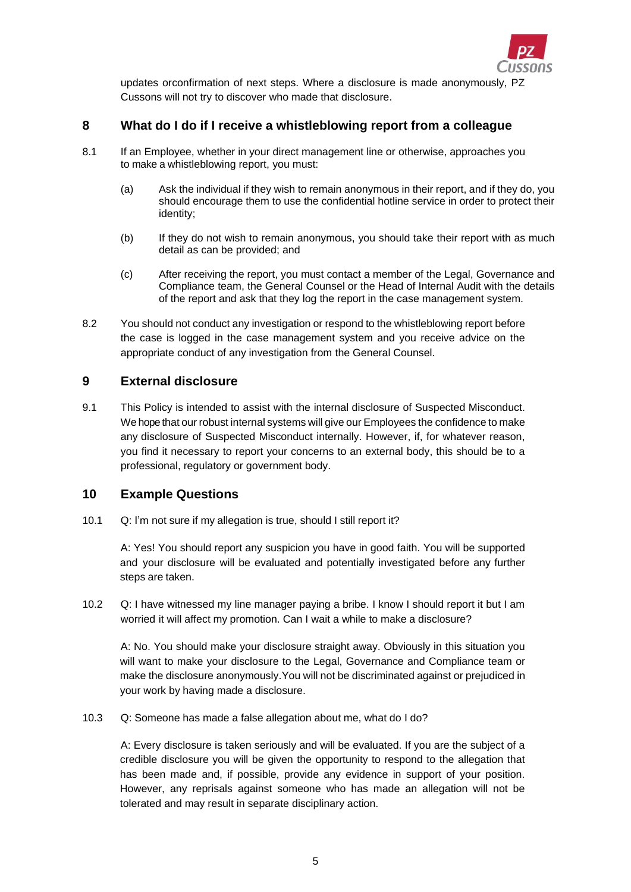updates orconfirmation of next steps. Where a disclosure is made anonymously, PZ Cussons will not try to discover who made that disclosure.

## 8 What do I do if I receive a whistleblowing report from a colleague

8.1 If an Employee, whether in your direct management line or otherwise, approaches you to make a whistleblowing report, you must:

(a) Ask the individual if they wish to remain anonymous in their report, and if they do, you should encourage them to use the confidential hotline service in order to protect their identity;

(b) If they do not wish to remain anonymous, you should take their report with as much detail as can be provided; and

(c) After receiving the report, you must contact a member of the Legal, Governance and Compliance team, the General Counsel or the Head of Internal Audit with the details of the report and ask that they log the report in the case management system.

8.2 You should not conduct any investigation or respond to the whistleblowing report before the case is logged in the case management system and you receive advice on the appropriate conduct of any investigation from the General Counsel.

## 9 External disclosure

9.1 This Policy is intended to assist with the internal disclosure of Suspected Misconduct. We hope that our robust internal systems will give our Employees the confidence to make any disclosure of Suspected Misconduct internally. However, if, for whatever reason, you find it necessary to report your concerns to an external body, this should be to a professional, regulatory or government body.

## 10 Example Questions

10.1 Q: I'm not sure if my allegation is true, should I still report it?

A: Yes! You should report any suspicion you have in good faith. You will be supported and your disclosure will be evaluated and potentially investigated before any further steps are taken.

10.2 Q: I have witnessed my line manager paying a bribe. I know I should report it but I am worried it will affect my promotion. Can I wait a while to make a disclosure?

A: No. You should make your disclosure straight away. Obviously in this situation you will want to make your disclosure to the Legal, Governance and Compliance team or make the disclosure anonymously.You will not be discriminated against or prejudiced in your work by having made a disclosure.

10.3 Q: Someone has made a false allegation about me, what do I do?

A: Every disclosure is taken seriously and will be evaluated. If you are the subject of a credible disclosure you will be given the opportunity to respond to the allegation that has been made and, if possible, provide any evidence in support of your position. However, any reprisals against someone who has made an allegation will not be tolerated and may result in separate disciplinary action.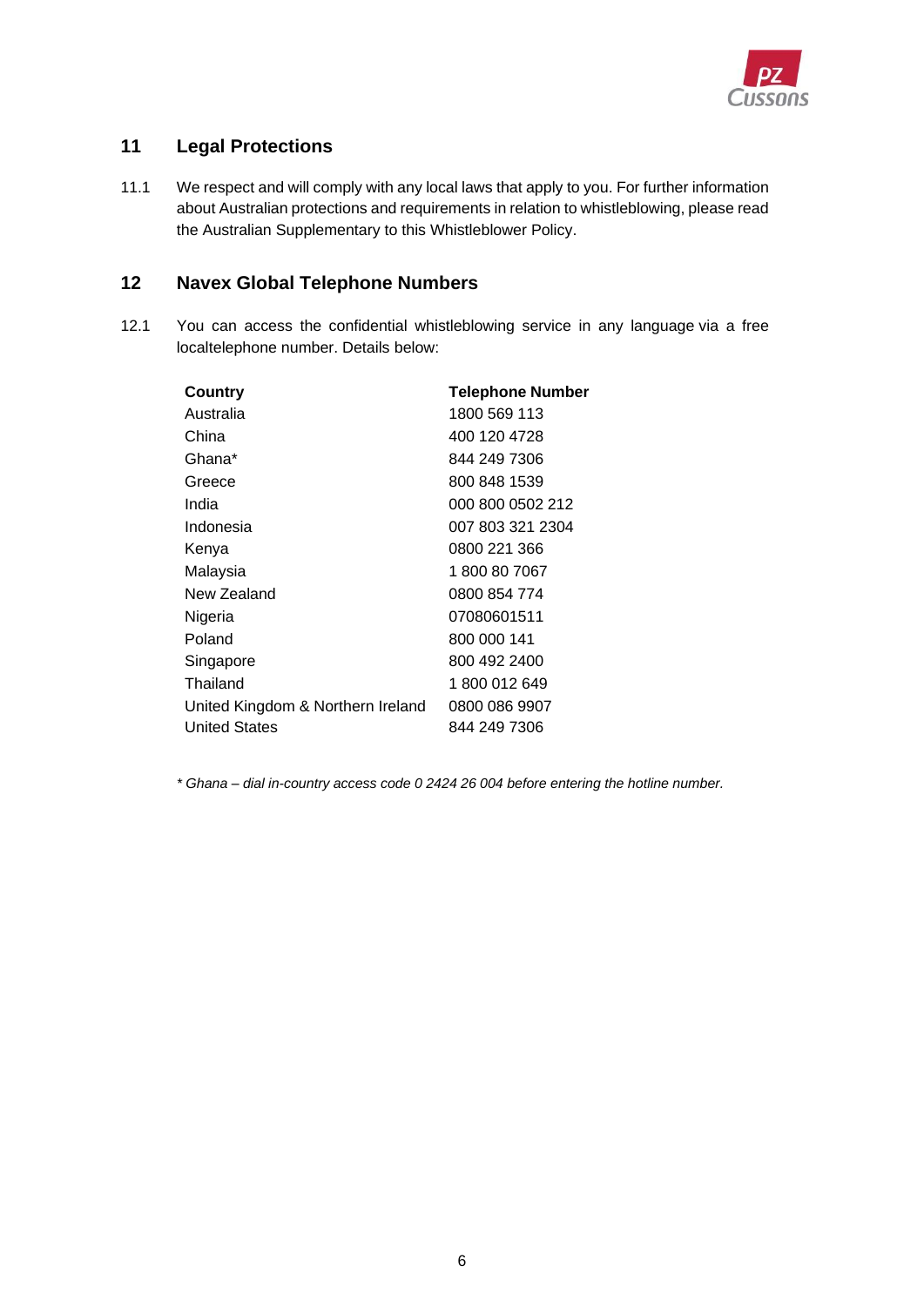## 11 Legal Protections

11.1 We respect and will comply with any local laws that apply to you. For further information about Australian protections and requirements in relation to whistleblowing, please read the Australian Supplementary to this Whistleblower Policy.

## 12 Navex Global Telephone Numbers

12.1 You can access the confidential whistleblowing service in any language via a free localtelephone number. Details below:

| Country | Telephone Number |
|---|---|
| Australia | 1800 569 113 |
| China | 400 120 4728 |
| Ghana* | 844 249 7306 |
| Greece | 800 848 1539 |
| India | 000 800 0502 212 |
| Indonesia | 007 803 321 2304 |
| Kenya | 0800 221 366 |
| Malaysia | 1 800 80 7067 |
| New Zealand | 0800 854 774 |
| Nigeria | 07080601511 |
| Poland | 800 000 141 |
| Singapore | 800 492 2400 |
| Thailand | 1 800 012 649 |
| United Kingdom & Northern Ireland | 0800 086 9907 |
| United States | 844 249 7306 |

*\* Ghana – dial in-country access code 0 2424 26 004 before entering the hotline number.*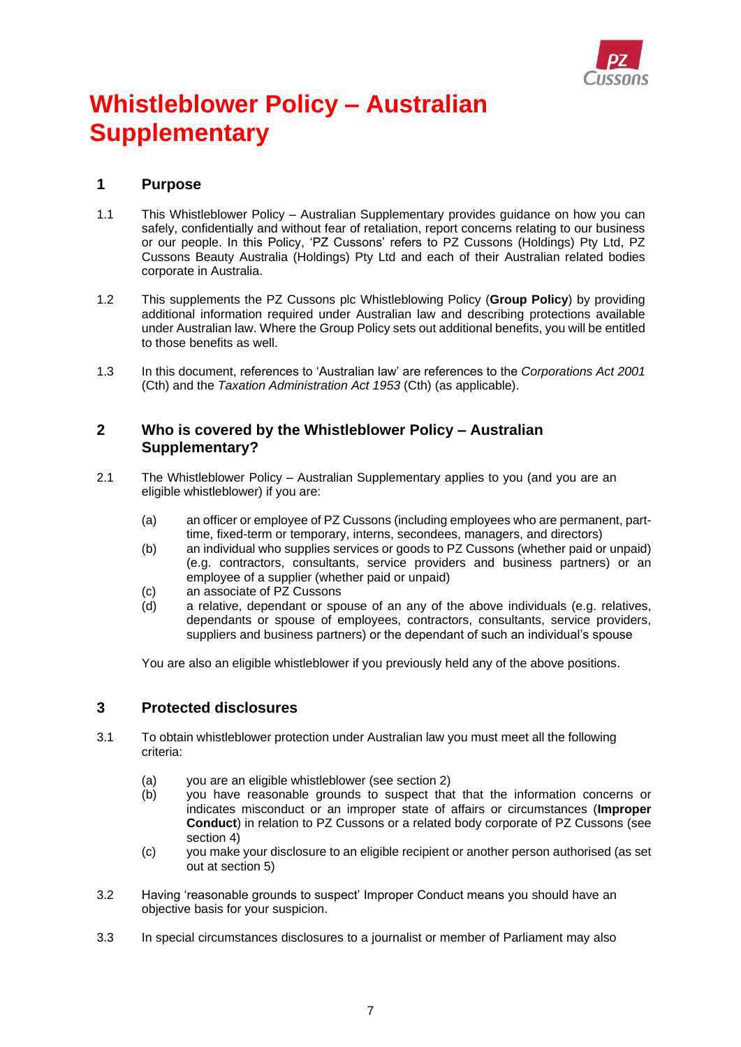# Whistleblower Policy – Australian Supplementary

## 1 Purpose

1.1 This Whistleblower Policy – Australian Supplementary provides guidance on how you can safely, confidentially and without fear of retaliation, report concerns relating to our business or our people. In this Policy, 'PZ Cussons' refers to PZ Cussons (Holdings) Pty Ltd, PZ Cussons Beauty Australia (Holdings) Pty Ltd and each of their Australian related bodies corporate in Australia.

1.2 This supplements the PZ Cussons plc Whistleblowing Policy (**Group Policy**) by providing additional information required under Australian law and describing protections available under Australian law. Where the Group Policy sets out additional benefits, you will be entitled to those benefits as well.

1.3 In this document, references to 'Australian law' are references to the *Corporations Act 2001* (Cth) and the *Taxation Administration Act 1953* (Cth) (as applicable).

## 2 Who is covered by the Whistleblower Policy – Australian Supplementary?

2.1 The Whistleblower Policy – Australian Supplementary applies to you (and you are an eligible whistleblower) if you are:

(a) an officer or employee of PZ Cussons (including employees who are permanent, part-time, fixed-term or temporary, interns, secondees, managers, and directors)

(b) an individual who supplies services or goods to PZ Cussons (whether paid or unpaid) (e.g. contractors, consultants, service providers and business partners) or an employee of a supplier (whether paid or unpaid)

(c) an associate of PZ Cussons

(d) a relative, dependant or spouse of an any of the above individuals (e.g. relatives, dependants or spouse of employees, contractors, consultants, service providers, suppliers and business partners) or the dependant of such an individual's spouse

You are also an eligible whistleblower if you previously held any of the above positions.

## 3 Protected disclosures

3.1 To obtain whistleblower protection under Australian law you must meet all the following criteria:

(a) you are an eligible whistleblower (see section 2)

(b) you have reasonable grounds to suspect that that the information concerns or indicates misconduct or an improper state of affairs or circumstances (**Improper Conduct**) in relation to PZ Cussons or a related body corporate of PZ Cussons (see section 4)

(c) you make your disclosure to an eligible recipient or another person authorised (as set out at section 5)

3.2 Having 'reasonable grounds to suspect' Improper Conduct means you should have an objective basis for your suspicion.

3.3 In special circumstances disclosures to a journalist or member of Parliament may also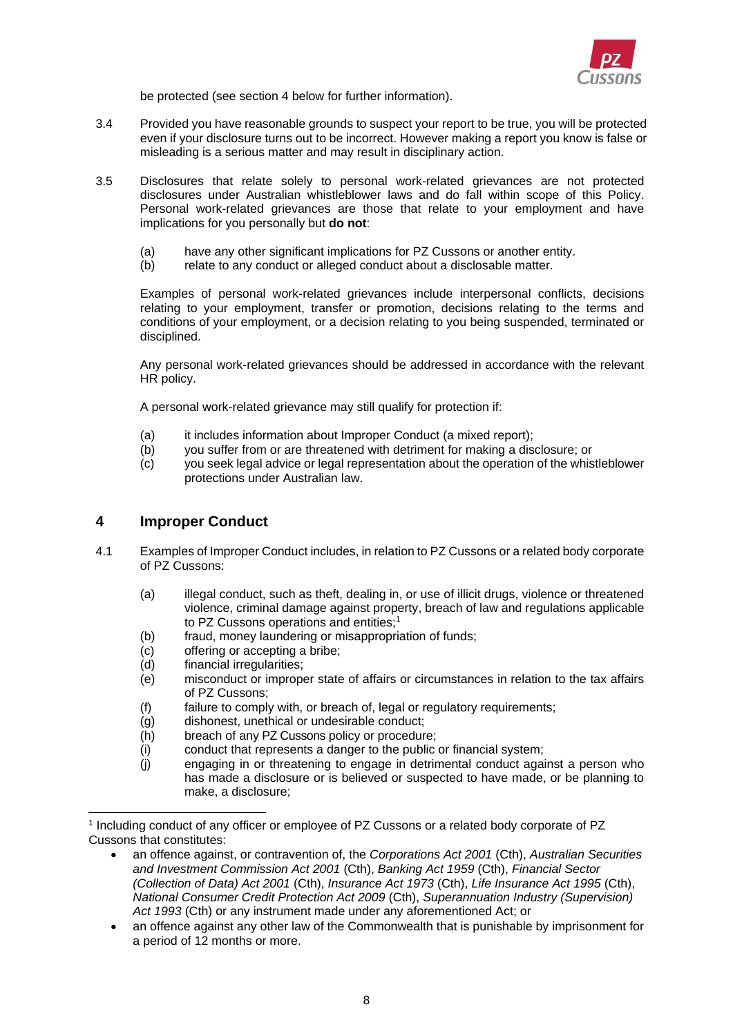be protected (see section 4 below for further information).

3.4 Provided you have reasonable grounds to suspect your report to be true, you will be protected even if your disclosure turns out to be incorrect. However making a report you know is false or misleading is a serious matter and may result in disciplinary action.

3.5 Disclosures that relate solely to personal work-related grievances are not protected disclosures under Australian whistleblower laws and do fall within scope of this Policy. Personal work-related grievances are those that relate to your employment and have implications for you personally but **do not**:

(a) have any other significant implications for PZ Cussons or another entity.
(b) relate to any conduct or alleged conduct about a disclosable matter.

Examples of personal work-related grievances include interpersonal conflicts, decisions relating to your employment, transfer or promotion, decisions relating to the terms and conditions of your employment, or a decision relating to you being suspended, terminated or disciplined.

Any personal work-related grievances should be addressed in accordance with the relevant HR policy.

A personal work-related grievance may still qualify for protection if:

(a) it includes information about Improper Conduct (a mixed report);
(b) you suffer from or are threatened with detriment for making a disclosure; or
(c) you seek legal advice or legal representation about the operation of the whistleblower protections under Australian law.

## 4 Improper Conduct

4.1 Examples of Improper Conduct includes, in relation to PZ Cussons or a related body corporate of PZ Cussons:

(a) illegal conduct, such as theft, dealing in, or use of illicit drugs, violence or threatened violence, criminal damage against property, breach of law and regulations applicable to PZ Cussons operations and entities;[1]
(b) fraud, money laundering or misappropriation of funds;
(c) offering or accepting a bribe;
(d) financial irregularities;
(e) misconduct or improper state of affairs or circumstances in relation to the tax affairs of PZ Cussons;
(f) failure to comply with, or breach of, legal or regulatory requirements;
(g) dishonest, unethical or undesirable conduct;
(h) breach of any PZ Cussons policy or procedure;
(i) conduct that represents a danger to the public or financial system;
(j) engaging in or threatening to engage in detrimental conduct against a person who has made a disclosure or is believed or suspected to have made, or be planning to make, a disclosure;

---

[1] Including conduct of any officer or employee of PZ Cussons or a related body corporate of PZ Cussons that constitutes:

- an offence against, or contravention of, the *Corporations Act 2001* (Cth), *Australian Securities and Investment Commission Act 2001* (Cth), *Banking Act 1959* (Cth), *Financial Sector (Collection of Data) Act 2001* (Cth), *Insurance Act 1973* (Cth), *Life Insurance Act 1995* (Cth), *National Consumer Credit Protection Act 2009* (Cth), *Superannuation Industry (Supervision) Act 1993* (Cth) or any instrument made under any aforementioned Act; or
- an offence against any other law of the Commonwealth that is punishable by imprisonment for a period of 12 months or more.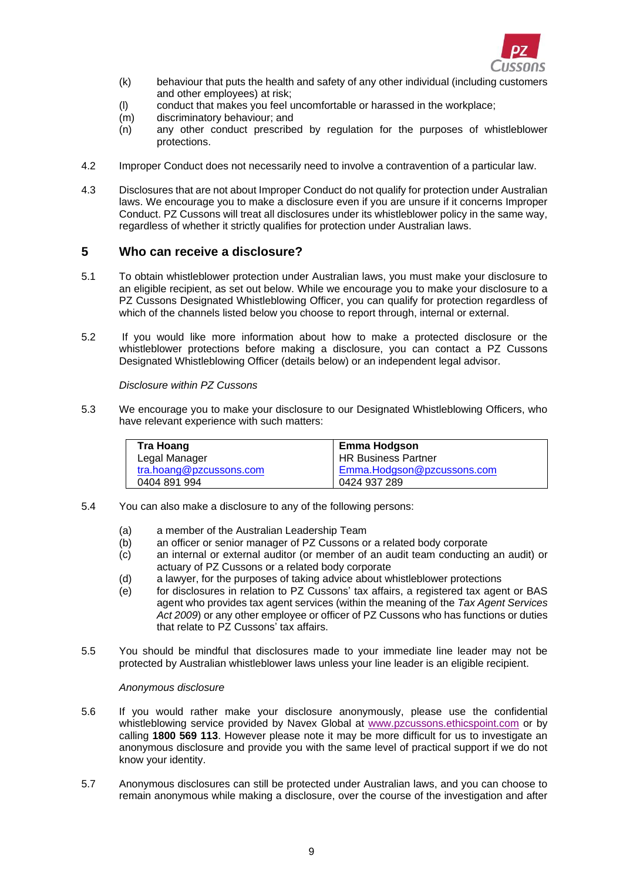(k) behaviour that puts the health and safety of any other individual (including customers and other employees) at risk;

(l) conduct that makes you feel uncomfortable or harassed in the workplace;

(m) discriminatory behaviour; and

(n) any other conduct prescribed by regulation for the purposes of whistleblower protections.

4.2 Improper Conduct does not necessarily need to involve a contravention of a particular law.

4.3 Disclosures that are not about Improper Conduct do not qualify for protection under Australian laws. We encourage you to make a disclosure even if you are unsure if it concerns Improper Conduct. PZ Cussons will treat all disclosures under its whistleblower policy in the same way, regardless of whether it strictly qualifies for protection under Australian laws.

## 5 Who can receive a disclosure?

5.1 To obtain whistleblower protection under Australian laws, you must make your disclosure to an eligible recipient, as set out below. While we encourage you to make your disclosure to a PZ Cussons Designated Whistleblowing Officer, you can qualify for protection regardless of which of the channels listed below you choose to report through, internal or external.

5.2 If you would like more information about how to make a protected disclosure or the whistleblower protections before making a disclosure, you can contact a PZ Cussons Designated Whistleblowing Officer (details below) or an independent legal advisor.

*Disclosure within PZ Cussons*

5.3 We encourage you to make your disclosure to our Designated Whistleblowing Officers, who have relevant experience with such matters:

| **Tra Hoang** | **Emma Hodgson** |
|---|---|
| Legal Manager | HR Business Partner |
| tra.hoang@pzcussons.com | Emma.Hodgson@pzcussons.com |
| 0404 891 994 | 0424 937 289 |

5.4 You can also make a disclosure to any of the following persons:

(a) a member of the Australian Leadership Team

(b) an officer or senior manager of PZ Cussons or a related body corporate

(c) an internal or external auditor (or member of an audit team conducting an audit) or actuary of PZ Cussons or a related body corporate

(d) a lawyer, for the purposes of taking advice about whistleblower protections

(e) for disclosures in relation to PZ Cussons' tax affairs, a registered tax agent or BAS agent who provides tax agent services (within the meaning of the *Tax Agent Services Act 2009*) or any other employee or officer of PZ Cussons who has functions or duties that relate to PZ Cussons' tax affairs.

5.5 You should be mindful that disclosures made to your immediate line leader may not be protected by Australian whistleblower laws unless your line leader is an eligible recipient.

*Anonymous disclosure*

5.6 If you would rather make your disclosure anonymously, please use the confidential whistleblowing service provided by Navex Global at www.pzcussons.ethicspoint.com or by calling **1800 569 113**. However please note it may be more difficult for us to investigate an anonymous disclosure and provide you with the same level of practical support if we do not know your identity.

5.7 Anonymous disclosures can still be protected under Australian laws, and you can choose to remain anonymous while making a disclosure, over the course of the investigation and after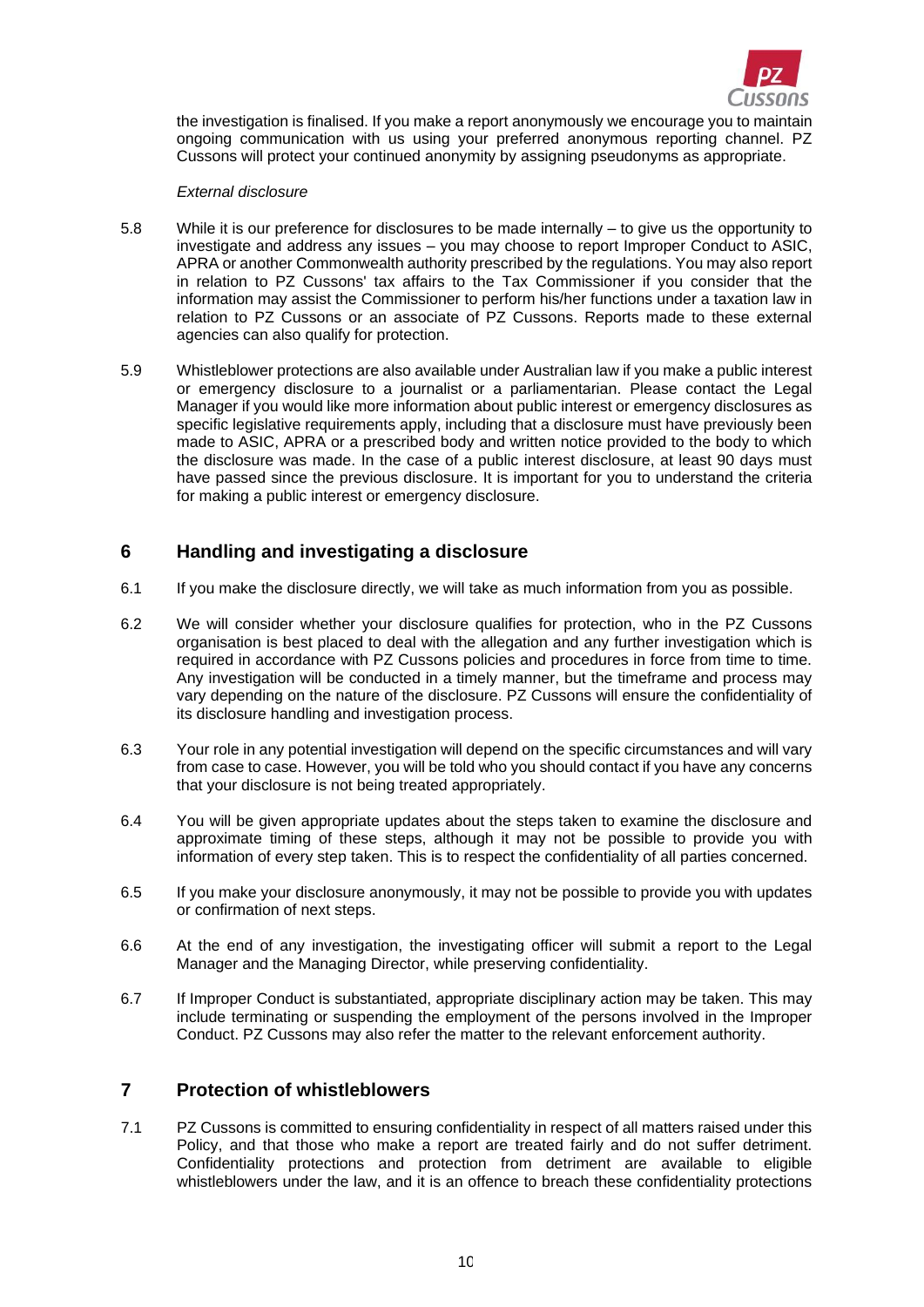the investigation is finalised. If you make a report anonymously we encourage you to maintain ongoing communication with us using your preferred anonymous reporting channel. PZ Cussons will protect your continued anonymity by assigning pseudonyms as appropriate.

*External disclosure*

5.8 While it is our preference for disclosures to be made internally – to give us the opportunity to investigate and address any issues – you may choose to report Improper Conduct to ASIC, APRA or another Commonwealth authority prescribed by the regulations. You may also report in relation to PZ Cussons' tax affairs to the Tax Commissioner if you consider that the information may assist the Commissioner to perform his/her functions under a taxation law in relation to PZ Cussons or an associate of PZ Cussons. Reports made to these external agencies can also qualify for protection.

5.9 Whistleblower protections are also available under Australian law if you make a public interest or emergency disclosure to a journalist or a parliamentarian. Please contact the Legal Manager if you would like more information about public interest or emergency disclosures as specific legislative requirements apply, including that a disclosure must have previously been made to ASIC, APRA or a prescribed body and written notice provided to the body to which the disclosure was made. In the case of a public interest disclosure, at least 90 days must have passed since the previous disclosure. It is important for you to understand the criteria for making a public interest or emergency disclosure.

## 6 Handling and investigating a disclosure

6.1 If you make the disclosure directly, we will take as much information from you as possible.

6.2 We will consider whether your disclosure qualifies for protection, who in the PZ Cussons organisation is best placed to deal with the allegation and any further investigation which is required in accordance with PZ Cussons policies and procedures in force from time to time. Any investigation will be conducted in a timely manner, but the timeframe and process may vary depending on the nature of the disclosure. PZ Cussons will ensure the confidentiality of its disclosure handling and investigation process.

6.3 Your role in any potential investigation will depend on the specific circumstances and will vary from case to case. However, you will be told who you should contact if you have any concerns that your disclosure is not being treated appropriately.

6.4 You will be given appropriate updates about the steps taken to examine the disclosure and approximate timing of these steps, although it may not be possible to provide you with information of every step taken. This is to respect the confidentiality of all parties concerned.

6.5 If you make your disclosure anonymously, it may not be possible to provide you with updates or confirmation of next steps.

6.6 At the end of any investigation, the investigating officer will submit a report to the Legal Manager and the Managing Director, while preserving confidentiality.

6.7 If Improper Conduct is substantiated, appropriate disciplinary action may be taken. This may include terminating or suspending the employment of the persons involved in the Improper Conduct. PZ Cussons may also refer the matter to the relevant enforcement authority.

## 7 Protection of whistleblowers

7.1 PZ Cussons is committed to ensuring confidentiality in respect of all matters raised under this Policy, and that those who make a report are treated fairly and do not suffer detriment. Confidentiality protections and protection from detriment are available to eligible whistleblowers under the law, and it is an offence to breach these confidentiality protections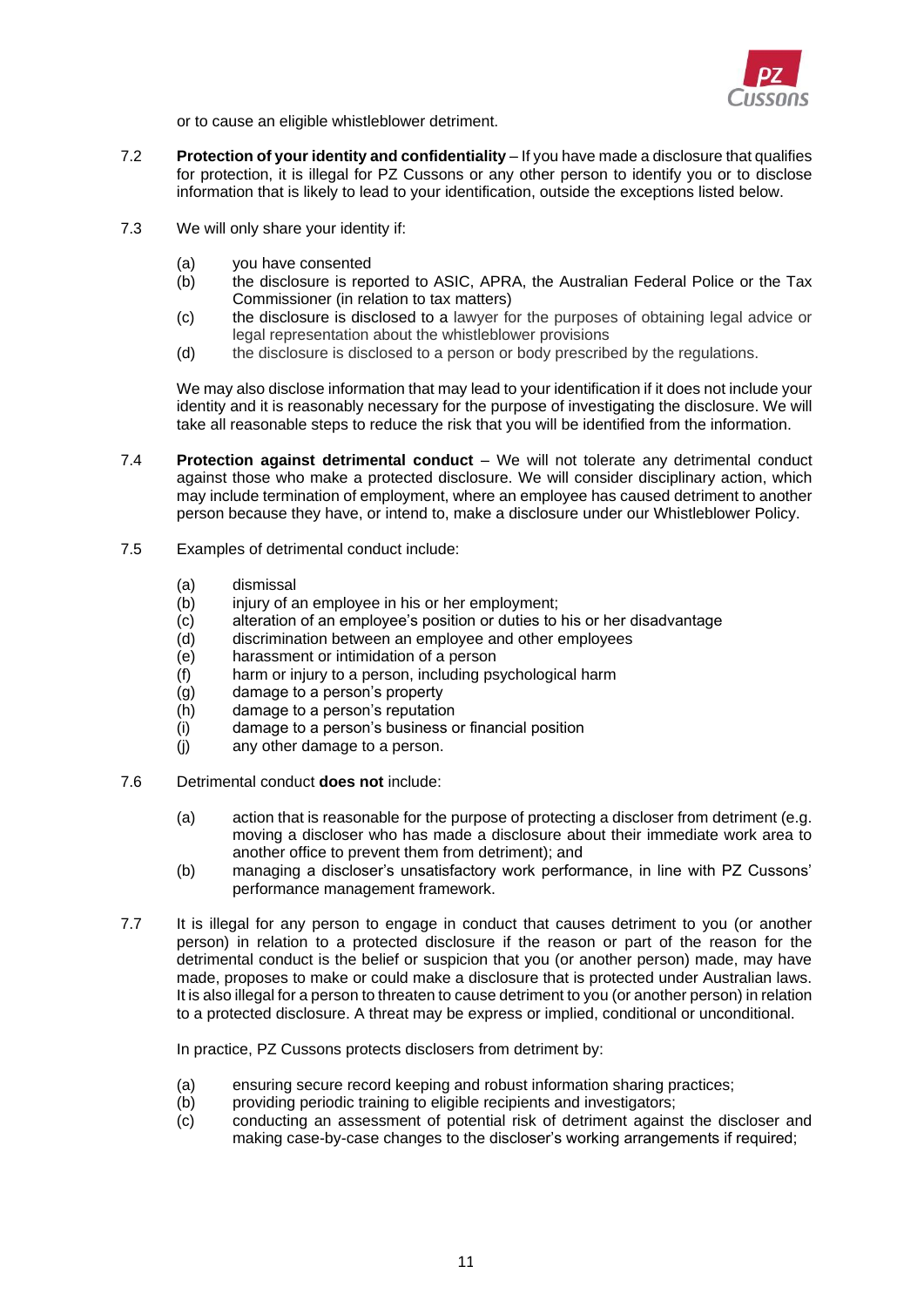or to cause an eligible whistleblower detriment.

7.2 **Protection of your identity and confidentiality** – If you have made a disclosure that qualifies for protection, it is illegal for PZ Cussons or any other person to identify you or to disclose information that is likely to lead to your identification, outside the exceptions listed below.

7.3 We will only share your identity if:

(a) you have consented
(b) the disclosure is reported to ASIC, APRA, the Australian Federal Police or the Tax Commissioner (in relation to tax matters)
(c) the disclosure is disclosed to a lawyer for the purposes of obtaining legal advice or legal representation about the whistleblower provisions
(d) the disclosure is disclosed to a person or body prescribed by the regulations.

We may also disclose information that may lead to your identification if it does not include your identity and it is reasonably necessary for the purpose of investigating the disclosure. We will take all reasonable steps to reduce the risk that you will be identified from the information.

7.4 **Protection against detrimental conduct** – We will not tolerate any detrimental conduct against those who make a protected disclosure. We will consider disciplinary action, which may include termination of employment, where an employee has caused detriment to another person because they have, or intend to, make a disclosure under our Whistleblower Policy.

7.5 Examples of detrimental conduct include:

(a) dismissal
(b) injury of an employee in his or her employment;
(c) alteration of an employee's position or duties to his or her disadvantage
(d) discrimination between an employee and other employees
(e) harassment or intimidation of a person
(f) harm or injury to a person, including psychological harm
(g) damage to a person's property
(h) damage to a person's reputation
(i) damage to a person's business or financial position
(j) any other damage to a person.

7.6 Detrimental conduct **does not** include:

(a) action that is reasonable for the purpose of protecting a discloser from detriment (e.g. moving a discloser who has made a disclosure about their immediate work area to another office to prevent them from detriment); and
(b) managing a discloser's unsatisfactory work performance, in line with PZ Cussons' performance management framework.

7.7 It is illegal for any person to engage in conduct that causes detriment to you (or another person) in relation to a protected disclosure if the reason or part of the reason for the detrimental conduct is the belief or suspicion that you (or another person) made, may have made, proposes to make or could make a disclosure that is protected under Australian laws. It is also illegal for a person to threaten to cause detriment to you (or another person) in relation to a protected disclosure. A threat may be express or implied, conditional or unconditional.

In practice, PZ Cussons protects disclosers from detriment by:

(a) ensuring secure record keeping and robust information sharing practices;
(b) providing periodic training to eligible recipients and investigators;
(c) conducting an assessment of potential risk of detriment against the discloser and making case-by-case changes to the discloser's working arrangements if required;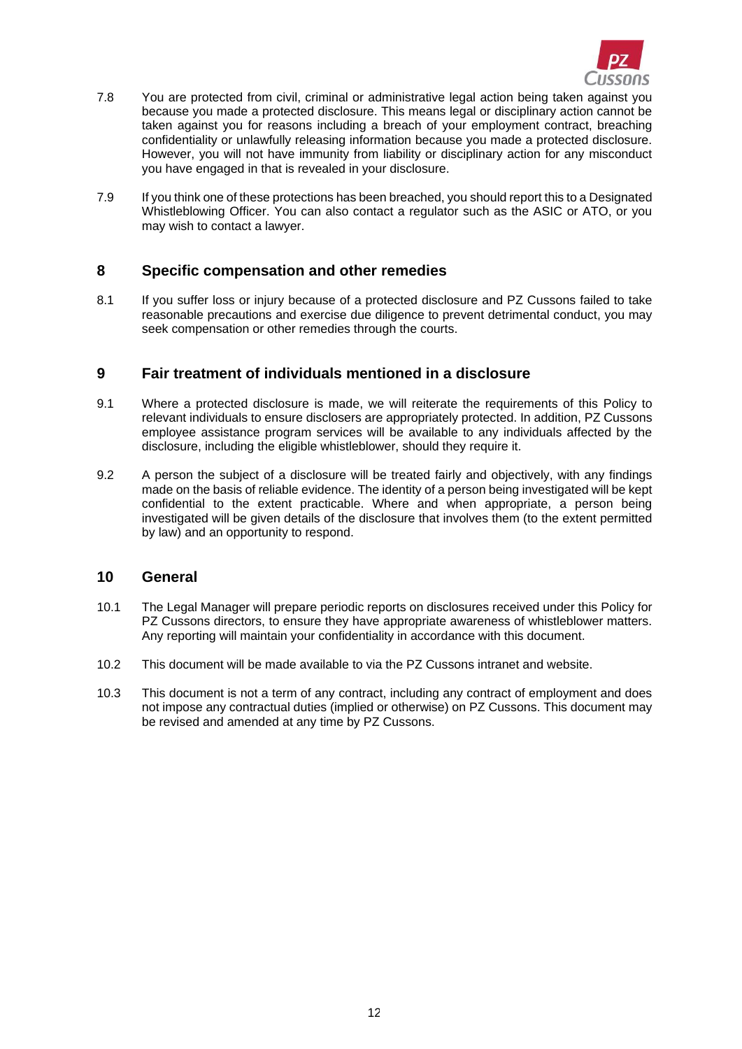7.8 You are protected from civil, criminal or administrative legal action being taken against you because you made a protected disclosure. This means legal or disciplinary action cannot be taken against you for reasons including a breach of your employment contract, breaching confidentiality or unlawfully releasing information because you made a protected disclosure. However, you will not have immunity from liability or disciplinary action for any misconduct you have engaged in that is revealed in your disclosure.

7.9 If you think one of these protections has been breached, you should report this to a Designated Whistleblowing Officer. You can also contact a regulator such as the ASIC or ATO, or you may wish to contact a lawyer.

## 8 Specific compensation and other remedies

8.1 If you suffer loss or injury because of a protected disclosure and PZ Cussons failed to take reasonable precautions and exercise due diligence to prevent detrimental conduct, you may seek compensation or other remedies through the courts.

## 9 Fair treatment of individuals mentioned in a disclosure

9.1 Where a protected disclosure is made, we will reiterate the requirements of this Policy to relevant individuals to ensure disclosers are appropriately protected. In addition, PZ Cussons employee assistance program services will be available to any individuals affected by the disclosure, including the eligible whistleblower, should they require it.

9.2 A person the subject of a disclosure will be treated fairly and objectively, with any findings made on the basis of reliable evidence. The identity of a person being investigated will be kept confidential to the extent practicable. Where and when appropriate, a person being investigated will be given details of the disclosure that involves them (to the extent permitted by law) and an opportunity to respond.

## 10 General

10.1 The Legal Manager will prepare periodic reports on disclosures received under this Policy for PZ Cussons directors, to ensure they have appropriate awareness of whistleblower matters. Any reporting will maintain your confidentiality in accordance with this document.

10.2 This document will be made available to via the PZ Cussons intranet and website.

10.3 This document is not a term of any contract, including any contract of employment and does not impose any contractual duties (implied or otherwise) on PZ Cussons. This document may be revised and amended at any time by PZ Cussons.